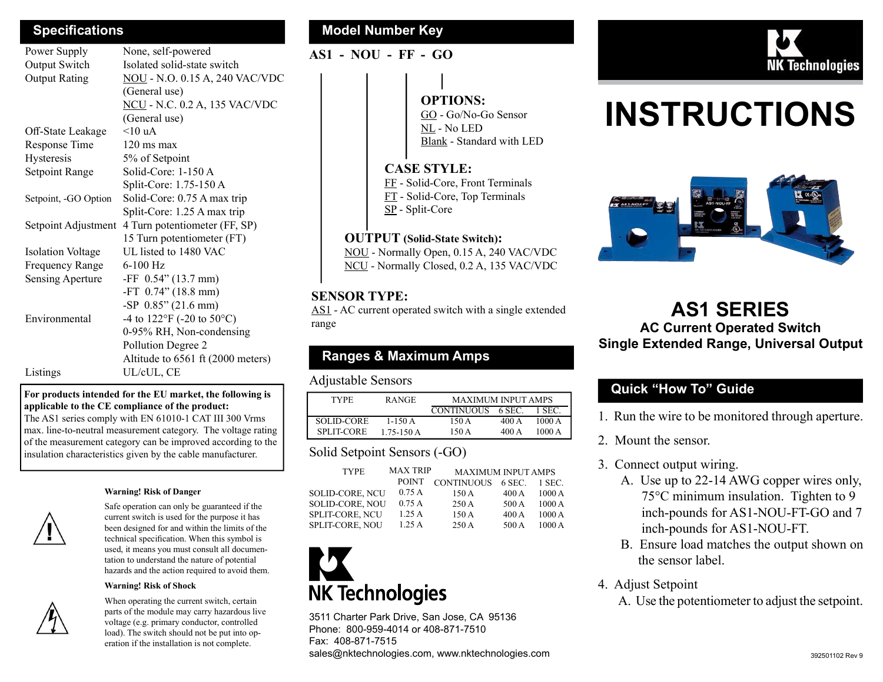## Specifications

| | |
|---|---|
| Power Supply | None, self-powered |
| Output Switch | Isolated solid-state switch |
| Output Rating | NOU - N.O. 0.15 A, 240 VAC/VDC (General use) |
| | NCU - N.C. 0.2 A, 135 VAC/VDC (General use) |
| Off-State Leakage | <10 uA |
| Response Time | 120 ms max |
| Hysteresis | 5% of Setpoint |
| Setpoint Range | Solid-Core: 1-150 A |
| | Split-Core: 1.75-150 A |
| Setpoint, -GO Option | Solid-Core: 0.75 A max trip |
| | Split-Core: 1.25 A max trip |
| Setpoint Adjustment | 4 Turn potentiometer (FF, SP) |
| | 15 Turn potentiometer (FT) |
| Isolation Voltage | UL listed to 1480 VAC |
| Frequency Range | 6-100 Hz |
| Sensing Aperture | -FF 0.54" (13.7 mm) |
| | -FT 0.74" (18.8 mm) |
| | -SP 0.85" (21.6 mm) |
| Environmental | -4 to 122°F (-20 to 50°C) |
| | 0-95% RH, Non-condensing |
| | Pollution Degree 2 |
| | Altitude to 6561 ft (2000 meters) |
| Listings | UL/cUL, CE |

**For products intended for the EU market, the following is applicable to the CE compliance of the product:**
The AS1 series comply with EN 61010-1 CAT III 300 Vrms max. line-to-neutral measurement category. The voltage rating of the measurement category can be improved according to the insulation characteristics given by the cable manufacturer.

**Warning! Risk of Danger**

Safe operation can only be guaranteed if the current switch is used for the purpose it has been designed for and within the limits of the technical specification. When this symbol is used, it means you must consult all documentation to understand the nature of potential hazards and the action required to avoid them.

**Warning! Risk of Shock**

When operating the current switch, certain parts of the module may carry hazardous live voltage (e.g. primary conductor, controlled load). The switch should not be put into operation if the installation is not complete.

## Model Number Key

**AS1 - NOU - FF - GO**

**OPTIONS:**
GO - Go/No-Go Sensor
NL - No LED
Blank - Standard with LED

**CASE STYLE:**
FF - Solid-Core, Front Terminals
FT - Solid-Core, Top Terminals
SP - Split-Core

**OUTPUT (Solid-State Switch):**
NOU - Normally Open, 0.15 A, 240 VAC/VDC
NCU - Normally Closed, 0.2 A, 135 VAC/VDC

**SENSOR TYPE:**
AS1 - AC current operated switch with a single extended range

## Ranges & Maximum Amps

Adjustable Sensors

| TYPE | RANGE | MAXIMUM INPUT AMPS | | |
|---|---|---|---|---|
| | | CONTINUOUS | 6 SEC. | 1 SEC. |
| SOLID-CORE | 1-150 A | 150 A | 400 A | 1000 A |
| SPLIT-CORE | 1.75-150 A | 150 A | 400 A | 1000 A |

Solid Setpoint Sensors (-GO)

| TYPE | MAX TRIP POINT | MAXIMUM INPUT AMPS | | |
|---|---|---|---|---|
| | | CONTINUOUS | 6 SEC. | 1 SEC. |
| SOLID-CORE, NCU | 0.75 A | 150 A | 400 A | 1000 A |
| SOLID-CORE, NOU | 0.75 A | 250 A | 500 A | 1000 A |
| SPLIT-CORE, NCU | 1.25 A | 150 A | 400 A | 1000 A |
| SPLIT-CORE, NOU | 1.25 A | 250 A | 500 A | 1000 A |

NK Technologies

3511 Charter Park Drive, San Jose, CA 95136
Phone: 800-959-4014 or 408-871-7510
Fax: 408-871-7515
sales@nktechnologies.com, www.nktechnologies.com

NK Technologies

# INSTRUCTIONS

# AS1 SERIES

**AC Current Operated Switch**
**Single Extended Range, Universal Output**

## Quick "How To" Guide

1. Run the wire to be monitored through aperture.
2. Mount the sensor.
3. Connect output wiring.
   A. Use up to 22-14 AWG copper wires only, 75°C minimum insulation. Tighten to 9 inch-pounds for AS1-NOU-FT-GO and 7 inch-pounds for AS1-NOU-FT.
   B. Ensure load matches the output shown on the sensor label.
4. Adjust Setpoint
   A. Use the potentiometer to adjust the setpoint.

392501102 Rev 9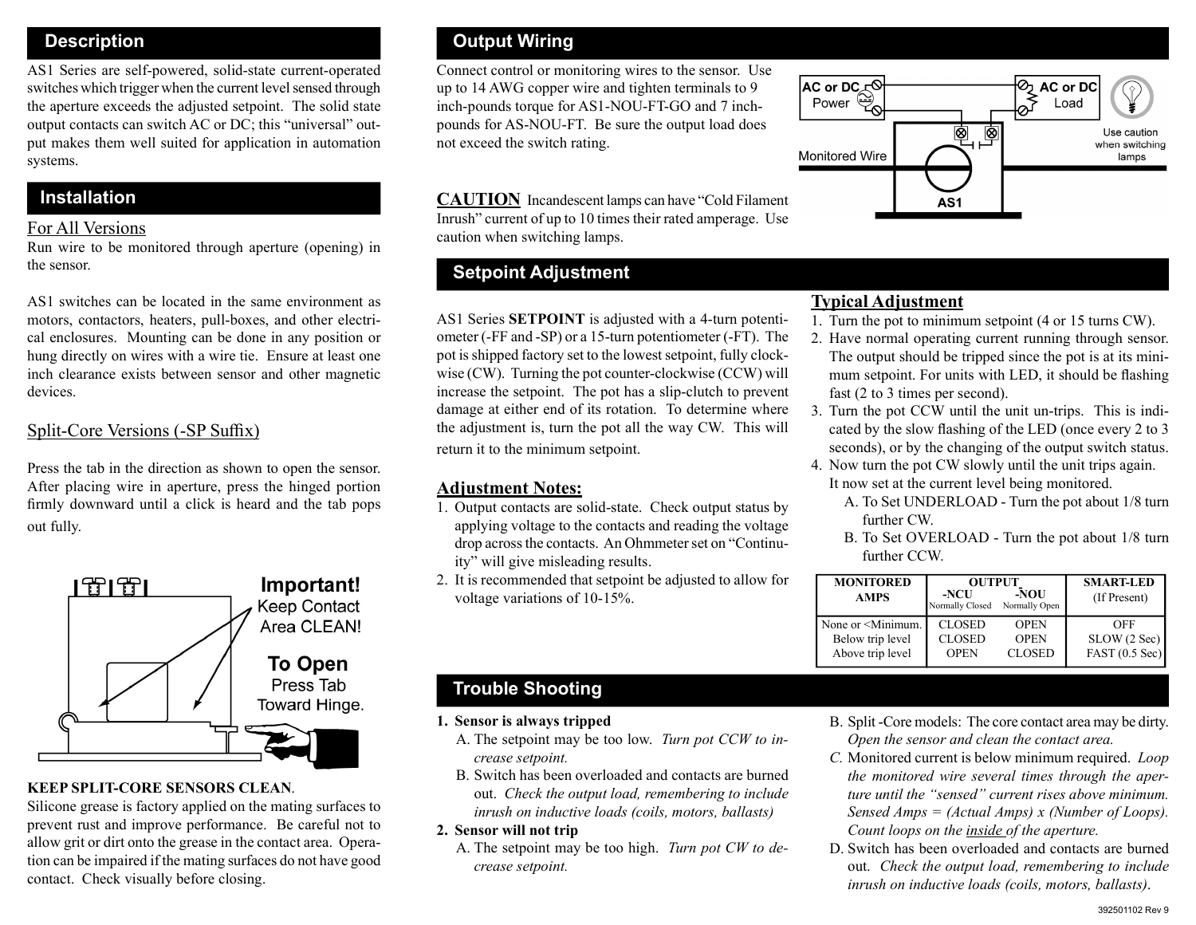## Description

AS1 Series are self-powered, solid-state current-operated switches which trigger when the current level sensed through the aperture exceeds the adjusted setpoint. The solid state output contacts can switch AC or DC; this "universal" output makes them well suited for application in automation systems.

## Installation

For All Versions

Run wire to be monitored through aperture (opening) in the sensor.

AS1 switches can be located in the same environment as motors, contactors, heaters, pull-boxes, and other electrical enclosures. Mounting can be done in any position or hung directly on wires with a wire tie. Ensure at least one inch clearance exists between sensor and other magnetic devices.

Split-Core Versions (-SP Suffix)

Press the tab in the direction as shown to open the sensor. After placing wire in aperture, press the hinged portion firmly downward until a click is heard and the tab pops out fully.

Important!
Keep Contact Area CLEAN!

To Open
Press Tab Toward Hinge.

**KEEP SPLIT-CORE SENSORS CLEAN**.
Silicone grease is factory applied on the mating surfaces to prevent rust and improve performance. Be careful not to allow grit or dirt onto the grease in the contact area. Operation can be impaired if the mating surfaces do not have good contact. Check visually before closing.

## Output Wiring

Connect control or monitoring wires to the sensor. Use up to 14 AWG copper wire and tighten terminals to 9 inch-pounds torque for AS1-NOU-FT-GO and 7 inch-pounds for AS-NOU-FT. Be sure the output load does not exceed the switch rating.

AC or DC Power
AC or DC Load
Use caution when switching lamps
Monitored Wire
AS1

**CAUTION** Incandescent lamps can have "Cold Filament Inrush" current of up to 10 times their rated amperage. Use caution when switching lamps.

## Setpoint Adjustment

AS1 Series **SETPOINT** is adjusted with a 4-turn potentiometer (-FF and -SP) or a 15-turn potentiometer (-FT). The pot is shipped factory set to the lowest setpoint, fully clockwise (CW). Turning the pot counter-clockwise (CCW) will increase the setpoint. The pot has a slip-clutch to prevent damage at either end of its rotation. To determine where the adjustment is, turn the pot all the way CW. This will return it to the minimum setpoint.

### Adjustment Notes:

1. Output contacts are solid-state. Check output status by applying voltage to the contacts and reading the voltage drop across the contacts. An Ohmmeter set on "Continuity" will give misleading results.
2. It is recommended that setpoint be adjusted to allow for voltage variations of 10-15%.

### Typical Adjustment

1. Turn the pot to minimum setpoint (4 or 15 turns CW).
2. Have normal operating current running through sensor. The output should be tripped since the pot is at its minimum setpoint. For units with LED, it should be flashing fast (2 to 3 times per second).
3. Turn the pot CCW until the unit un-trips. This is indicated by the slow flashing of the LED (once every 2 to 3 seconds), or by the changing of the output switch status.
4. Now turn the pot CW slowly until the unit trips again. It now set at the current level being monitored.
   A. To Set UNDERLOAD - Turn the pot about 1/8 turn further CW.
   B. To Set OVERLOAD - Turn the pot about 1/8 turn further CCW.

| MONITORED AMPS | OUTPUT -NCU Normally Closed | OUTPUT -NOU Normally Open | SMART-LED (If Present) |
|---|---|---|---|
| None or <Minimum. | CLOSED | OPEN | OFF |
| Below trip level | CLOSED | OPEN | SLOW (2 Sec) |
| Above trip level | OPEN | CLOSED | FAST (0.5 Sec) |

## Trouble Shooting

1. **Sensor is always tripped**
   A. The setpoint may be too low. *Turn pot CCW to increase setpoint.*
   B. Switch has been overloaded and contacts are burned out. *Check the output load, remembering to include inrush on inductive loads (coils, motors, ballasts)*
2. **Sensor will not trip**
   A. The setpoint may be too high. *Turn pot CW to decrease setpoint.*
   B. Split -Core models: The core contact area may be dirty. *Open the sensor and clean the contact area.*
   C. Monitored current is below minimum required. *Loop the monitored wire several times through the aperture until the "sensed" current rises above minimum. Sensed Amps = (Actual Amps) x (Number of Loops). Count loops on the inside of the aperture.*
   D. Switch has been overloaded and contacts are burned out. *Check the output load, remembering to include inrush on inductive loads (coils, motors, ballasts).*

392501102 Rev 9